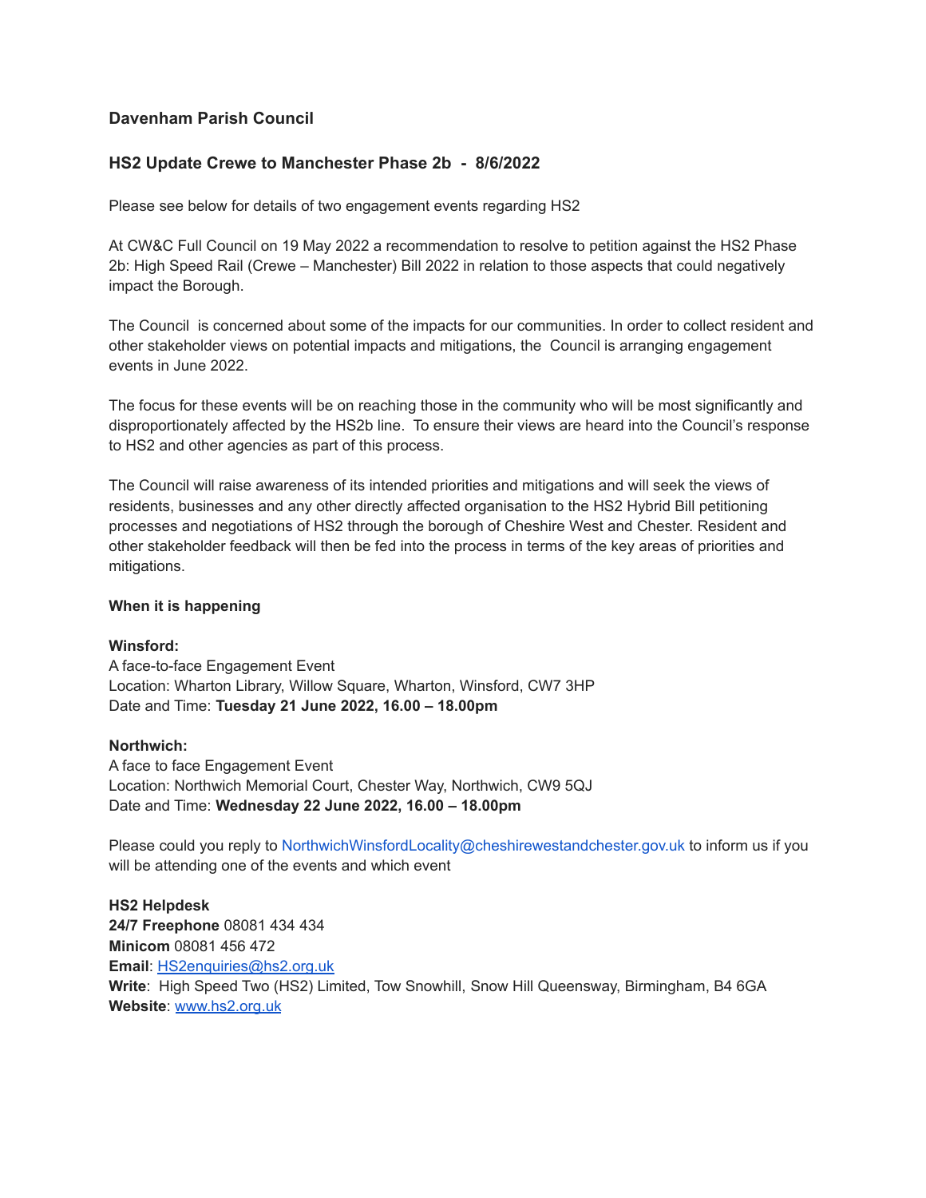## Davenham Parish Council

## HS2 Update Crewe to Manchester Phase 2b - 8/6/2022

Please see below for details of two engagement events regarding HS2

At CW&C Full Council on 19 May 2022 a recommendation to resolve to petition against the HS2 Phase 2b: High Speed Rail (Crewe – Manchester) Bill 2022 in relation to those aspects that could negatively impact the Borough.

The Council is concerned about some of the impacts for our communities. In order to collect resident and other stakeholder views on potential impacts and mitigations, the Council is arranging engagement events in June 2022.

The focus for these events will be on reaching those in the community who will be most significantly and disproportionately affected by the HS2b line. To ensure their views are heard into the Council's response to HS2 and other agencies as part of this process.

The Council will raise awareness of its intended priorities and mitigations and will seek the views of residents, businesses and any other directly affected organisation to the HS2 Hybrid Bill petitioning processes and negotiations of HS2 through the borough of Cheshire West and Chester. Resident and other stakeholder feedback will then be fed into the process in terms of the key areas of priorities and mitigations.

**When it is happening**

**Winsford:**
A face-to-face Engagement Event
Location: Wharton Library, Willow Square, Wharton, Winsford, CW7 3HP
Date and Time: **Tuesday 21 June 2022, 16.00 – 18.00pm**

**Northwich:**
A face to face Engagement Event
Location: Northwich Memorial Court, Chester Way, Northwich, CW9 5QJ
Date and Time: **Wednesday 22 June 2022, 16.00 – 18.00pm**

Please could you reply to NorthwichWinsfordLocality@cheshirewestandchester.gov.uk to inform us if you will be attending one of the events and which event

**HS2 Helpdesk**
**24/7 Freephone** 08081 434 434
**Minicom** 08081 456 472
**Email**: HS2enquiries@hs2.org.uk
**Write**: High Speed Two (HS2) Limited, Tow Snowhill, Snow Hill Queensway, Birmingham, B4 6GA
**Website**: www.hs2.org.uk